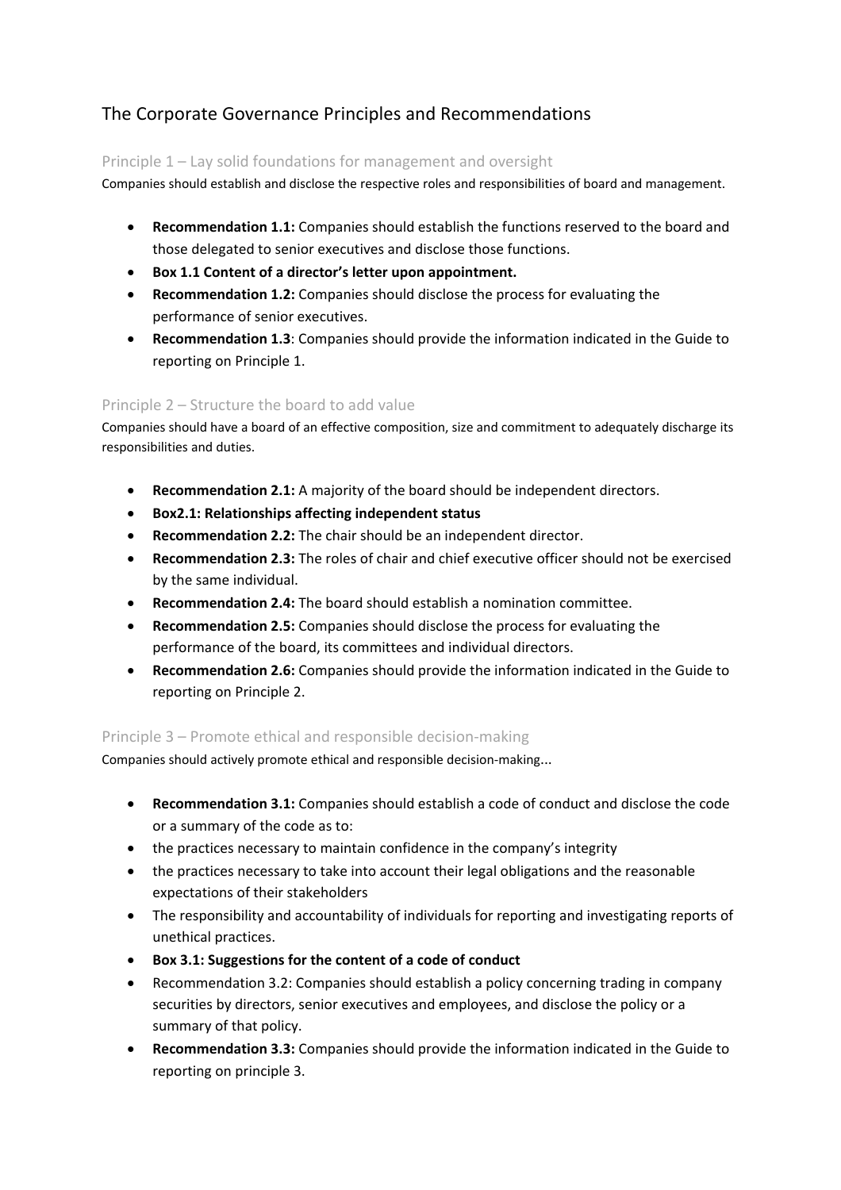# The Corporate Governance Principles and Recommendations

## Principle 1 – Lay solid foundations for management and oversight

Companies should establish and disclose the respective roles and responsibilities of board and management.

- **Recommendation 1.1:** Companies should establish the functions reserved to the board and those delegated to senior executives and disclose those functions.
- **Box 1.1 Content of a director's letter upon appointment.**
- **Recommendation 1.2:** Companies should disclose the process for evaluating the performance of senior executives.
- **Recommendation 1.3**: Companies should provide the information indicated in the Guide to reporting on Principle 1.

## Principle 2 – Structure the board to add value

Companies should have a board of an effective composition, size and commitment to adequately discharge its responsibilities and duties.

- **Recommendation 2.1:** A majority of the board should be independent directors.
- **Box2.1: Relationships affecting independent status**
- **Recommendation 2.2:** The chair should be an independent director.
- **Recommendation 2.3:** The roles of chair and chief executive officer should not be exercised by the same individual.
- **Recommendation 2.4:** The board should establish a nomination committee.
- **Recommendation 2.5:** Companies should disclose the process for evaluating the performance of the board, its committees and individual directors.
- **Recommendation 2.6:** Companies should provide the information indicated in the Guide to reporting on Principle 2.

## Principle 3 – Promote ethical and responsible decision-making

Companies should actively promote ethical and responsible decision-making...

- **Recommendation 3.1:** Companies should establish a code of conduct and disclose the code or a summary of the code as to:
- the practices necessary to maintain confidence in the company's integrity
- the practices necessary to take into account their legal obligations and the reasonable expectations of their stakeholders
- The responsibility and accountability of individuals for reporting and investigating reports of unethical practices.
- **Box 3.1: Suggestions for the content of a code of conduct**
- Recommendation 3.2: Companies should establish a policy concerning trading in company securities by directors, senior executives and employees, and disclose the policy or a summary of that policy.
- **Recommendation 3.3:** Companies should provide the information indicated in the Guide to reporting on principle 3.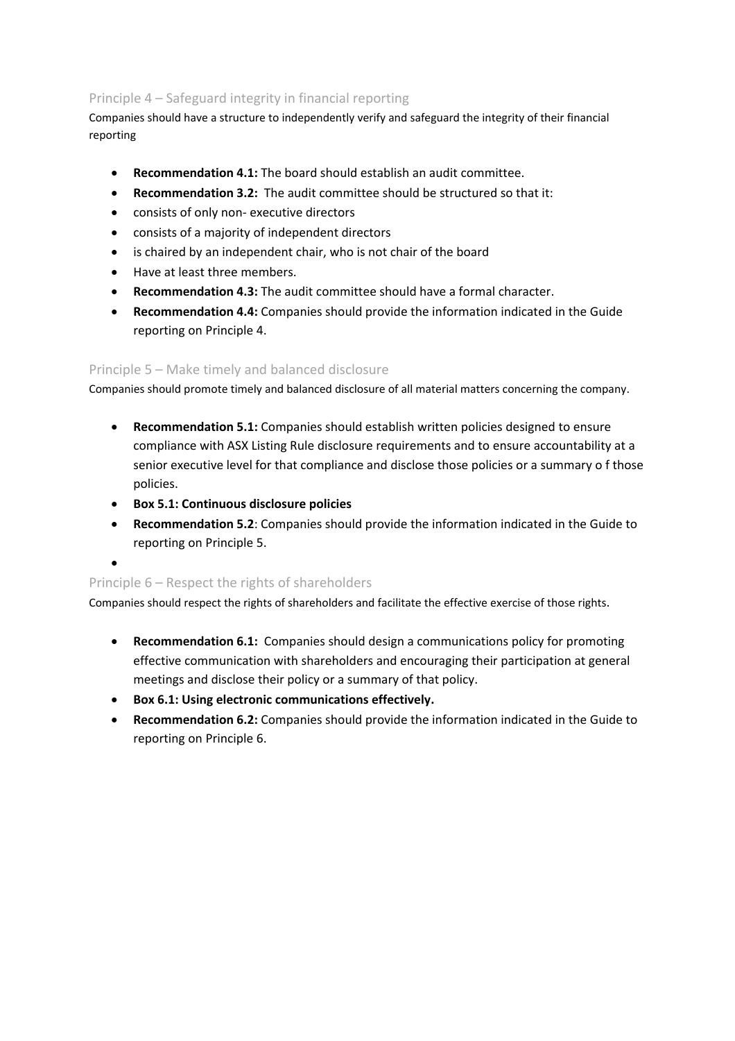## Principle 4 – Safeguard integrity in financial reporting

Companies should have a structure to independently verify and safeguard the integrity of their financial reporting

- **Recommendation 4.1:** The board should establish an audit committee.
- **Recommendation 3.2:** The audit committee should be structured so that it:
- consists of only non- executive directors
- consists of a majority of independent directors
- is chaired by an independent chair, who is not chair of the board
- Have at least three members.
- **Recommendation 4.3:** The audit committee should have a formal character.
- **Recommendation 4.4:** Companies should provide the information indicated in the Guide reporting on Principle 4.

## Principle 5 – Make timely and balanced disclosure

Companies should promote timely and balanced disclosure of all material matters concerning the company.

- **Recommendation 5.1:** Companies should establish written policies designed to ensure compliance with ASX Listing Rule disclosure requirements and to ensure accountability at a senior executive level for that compliance and disclose those policies or a summary o f those policies.
- **Box 5.1: Continuous disclosure policies**
- **Recommendation 5.2**: Companies should provide the information indicated in the Guide to reporting on Principle 5.

## Principle 6 – Respect the rights of shareholders

Companies should respect the rights of shareholders and facilitate the effective exercise of those rights.

- **Recommendation 6.1:** Companies should design a communications policy for promoting effective communication with shareholders and encouraging their participation at general meetings and disclose their policy or a summary of that policy.
- **Box 6.1: Using electronic communications effectively.**
- **Recommendation 6.2:** Companies should provide the information indicated in the Guide to reporting on Principle 6.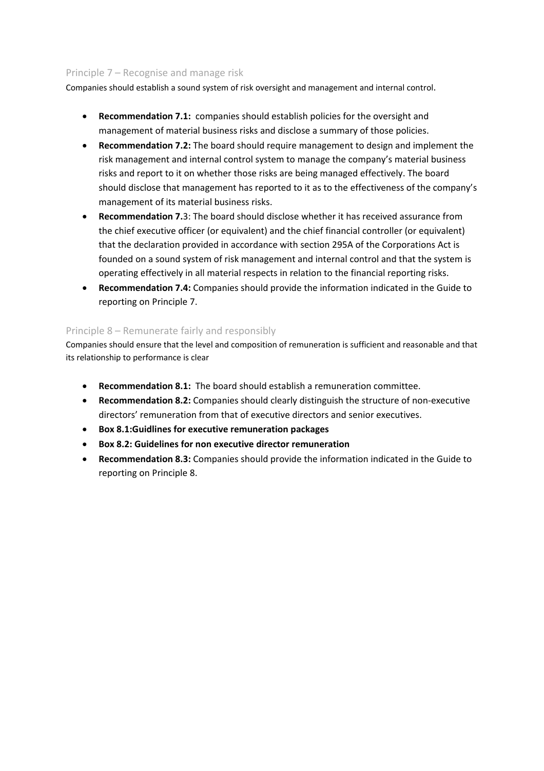## Principle 7 – Recognise and manage risk

Companies should establish a sound system of risk oversight and management and internal control.

- **Recommendation 7.1:** companies should establish policies for the oversight and management of material business risks and disclose a summary of those policies.
- **Recommendation 7.2:** The board should require management to design and implement the risk management and internal control system to manage the company's material business risks and report to it on whether those risks are being managed effectively. The board should disclose that management has reported to it as to the effectiveness of the company's management of its material business risks.
- **Recommendation 7.**3: The board should disclose whether it has received assurance from the chief executive officer (or equivalent) and the chief financial controller (or equivalent) that the declaration provided in accordance with section 295A of the Corporations Act is founded on a sound system of risk management and internal control and that the system is operating effectively in all material respects in relation to the financial reporting risks.
- **Recommendation 7.4:** Companies should provide the information indicated in the Guide to reporting on Principle 7.

## Principle 8 – Remunerate fairly and responsibly

Companies should ensure that the level and composition of remuneration is sufficient and reasonable and that its relationship to performance is clear

- **Recommendation 8.1:** The board should establish a remuneration committee.
- **Recommendation 8.2:** Companies should clearly distinguish the structure of non-executive directors' remuneration from that of executive directors and senior executives.
- **Box 8.1:Guidlines for executive remuneration packages**
- **Box 8.2: Guidelines for non executive director remuneration**
- **Recommendation 8.3:** Companies should provide the information indicated in the Guide to reporting on Principle 8.